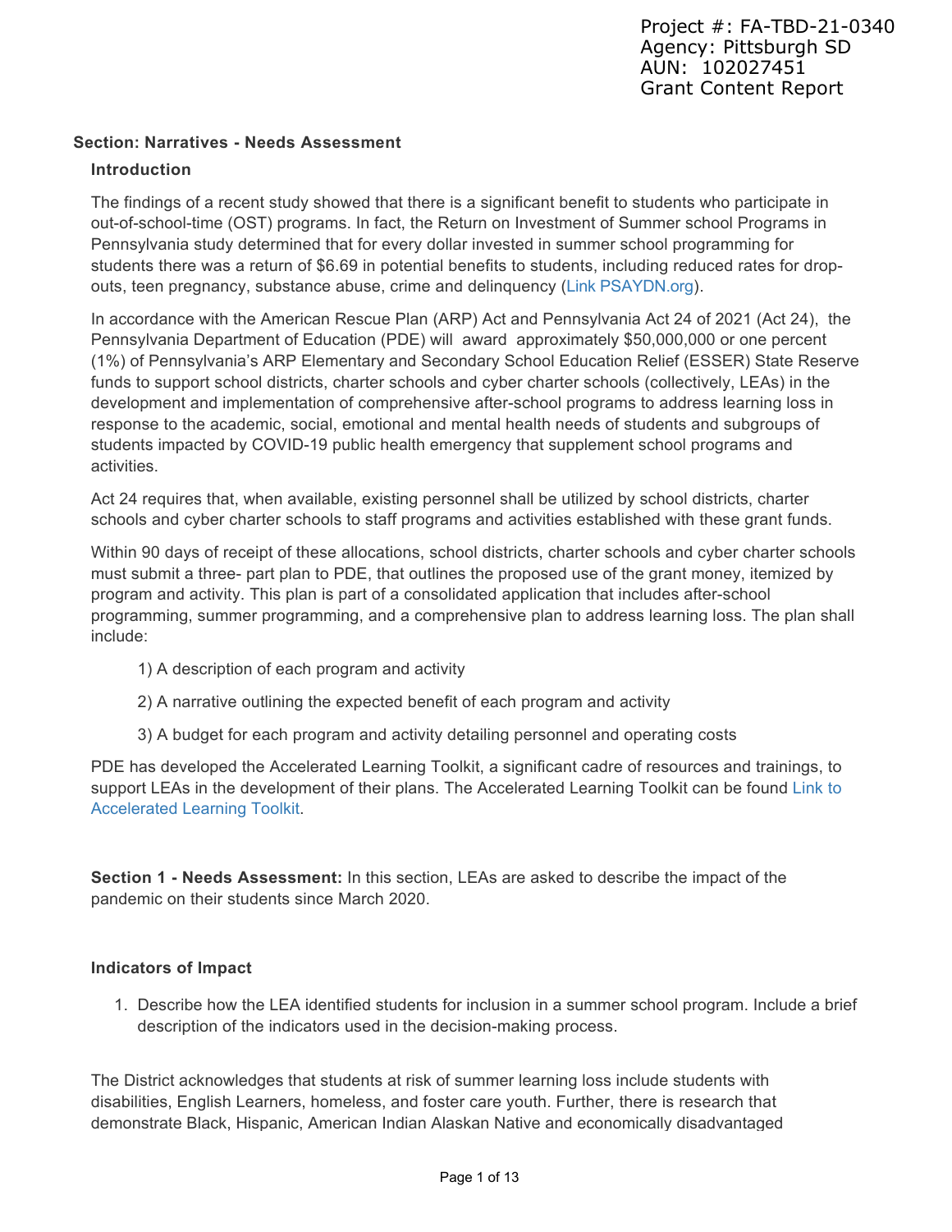Project #: FA-TBD-21-0340
Agency: Pittsburgh SD
AUN: 102027451
Grant Content Report

## Section: Narratives - Needs Assessment

### Introduction

The findings of a recent study showed that there is a significant benefit to students who participate in out-of-school-time (OST) programs. In fact, the Return on Investment of Summer school Programs in Pennsylvania study determined that for every dollar invested in summer school programming for students there was a return of $6.69 in potential benefits to students, including reduced rates for drop-outs, teen pregnancy, substance abuse, crime and delinquency (Link PSAYDN.org).

In accordance with the American Rescue Plan (ARP) Act and Pennsylvania Act 24 of 2021 (Act 24), the Pennsylvania Department of Education (PDE) will award approximately $50,000,000 or one percent (1%) of Pennsylvania's ARP Elementary and Secondary School Education Relief (ESSER) State Reserve funds to support school districts, charter schools and cyber charter schools (collectively, LEAs) in the development and implementation of comprehensive after-school programs to address learning loss in response to the academic, social, emotional and mental health needs of students and subgroups of students impacted by COVID-19 public health emergency that supplement school programs and activities.

Act 24 requires that, when available, existing personnel shall be utilized by school districts, charter schools and cyber charter schools to staff programs and activities established with these grant funds.

Within 90 days of receipt of these allocations, school districts, charter schools and cyber charter schools must submit a three- part plan to PDE, that outlines the proposed use of the grant money, itemized by program and activity. This plan is part of a consolidated application that includes after-school programming, summer programming, and a comprehensive plan to address learning loss. The plan shall include:

1) A description of each program and activity

2) A narrative outlining the expected benefit of each program and activity

3) A budget for each program and activity detailing personnel and operating costs

PDE has developed the Accelerated Learning Toolkit, a significant cadre of resources and trainings, to support LEAs in the development of their plans. The Accelerated Learning Toolkit can be found Link to Accelerated Learning Toolkit.

**Section 1 - Needs Assessment:** In this section, LEAs are asked to describe the impact of the pandemic on their students since March 2020.

### Indicators of Impact

1. Describe how the LEA identified students for inclusion in a summer school program. Include a brief description of the indicators used in the decision-making process.

The District acknowledges that students at risk of summer learning loss include students with disabilities, English Learners, homeless, and foster care youth. Further, there is research that demonstrate Black, Hispanic, American Indian Alaskan Native and economically disadvantaged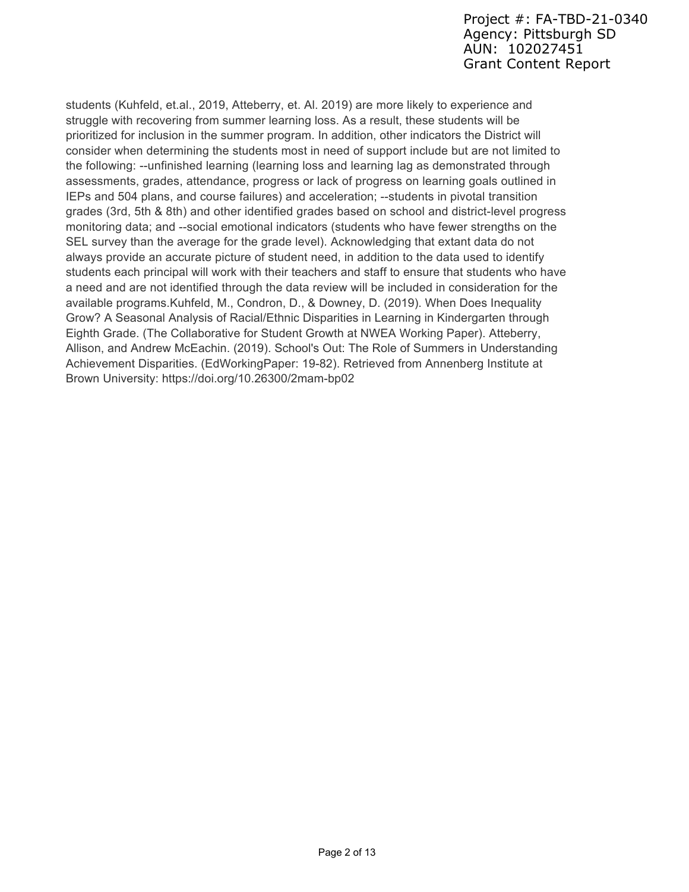students (Kuhfeld, et.al., 2019, Atteberry, et. Al. 2019) are more likely to experience and struggle with recovering from summer learning loss. As a result, these students will be prioritized for inclusion in the summer program. In addition, other indicators the District will consider when determining the students most in need of support include but are not limited to the following: --unfinished learning (learning loss and learning lag as demonstrated through assessments, grades, attendance, progress or lack of progress on learning goals outlined in IEPs and 504 plans, and course failures) and acceleration; --students in pivotal transition grades (3rd, 5th & 8th) and other identified grades based on school and district-level progress monitoring data; and --social emotional indicators (students who have fewer strengths on the SEL survey than the average for the grade level). Acknowledging that extant data do not always provide an accurate picture of student need, in addition to the data used to identify students each principal will work with their teachers and staff to ensure that students who have a need and are not identified through the data review will be included in consideration for the available programs.Kuhfeld, M., Condron, D., & Downey, D. (2019). When Does Inequality Grow? A Seasonal Analysis of Racial/Ethnic Disparities in Learning in Kindergarten through Eighth Grade. (The Collaborative for Student Growth at NWEA Working Paper). Atteberry, Allison, and Andrew McEachin. (2019). School's Out: The Role of Summers in Understanding Achievement Disparities. (EdWorkingPaper: 19-82). Retrieved from Annenberg Institute at Brown University: https://doi.org/10.26300/2mam-bp02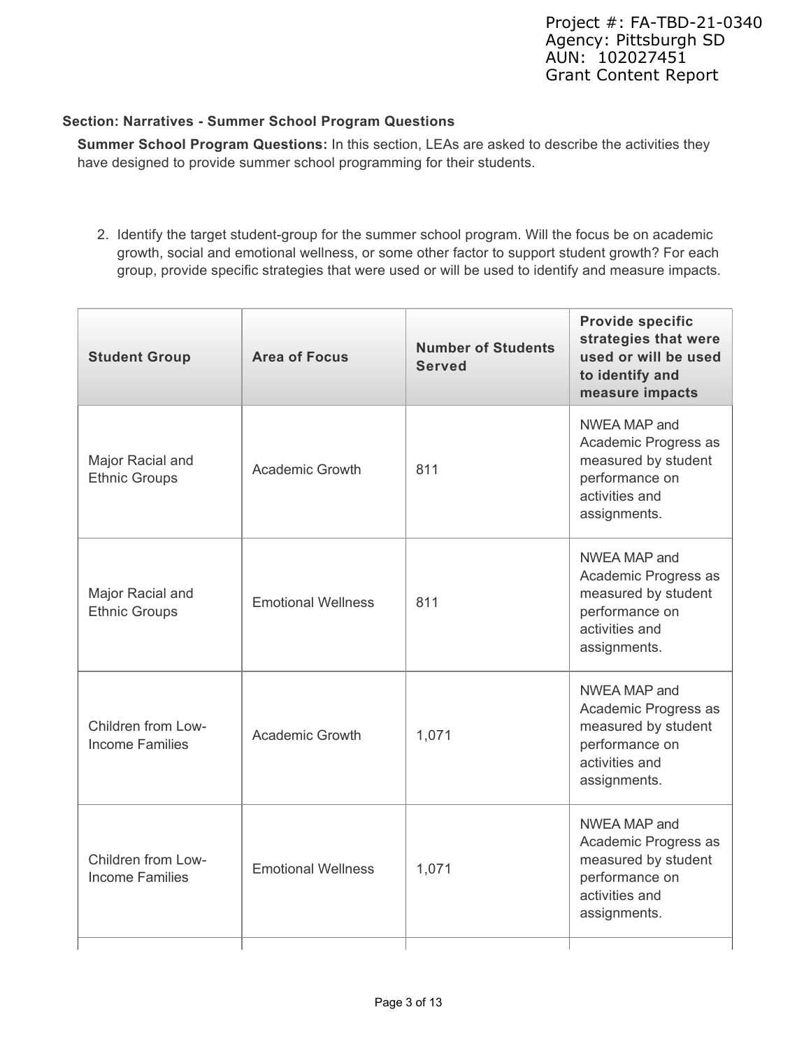Project #: FA-TBD-21-0340
Agency: Pittsburgh SD
AUN: 102027451
Grant Content Report

**Section: Narratives - Summer School Program Questions**

**Summer School Program Questions:** In this section, LEAs are asked to describe the activities they have designed to provide summer school programming for their students.

2. Identify the target student-group for the summer school program. Will the focus be on academic growth, social and emotional wellness, or some other factor to support student growth? For each group, provide specific strategies that were used or will be used to identify and measure impacts.

| Student Group | Area of Focus | Number of Students Served | Provide specific strategies that were used or will be used to identify and measure impacts |
|---|---|---|---|
| Major Racial and Ethnic Groups | Academic Growth | 811 | NWEA MAP and Academic Progress as measured by student performance on activities and assignments. |
| Major Racial and Ethnic Groups | Emotional Wellness | 811 | NWEA MAP and Academic Progress as measured by student performance on activities and assignments. |
| Children from Low-Income Families | Academic Growth | 1,071 | NWEA MAP and Academic Progress as measured by student performance on activities and assignments. |
| Children from Low-Income Families | Emotional Wellness | 1,071 | NWEA MAP and Academic Progress as measured by student performance on activities and assignments. |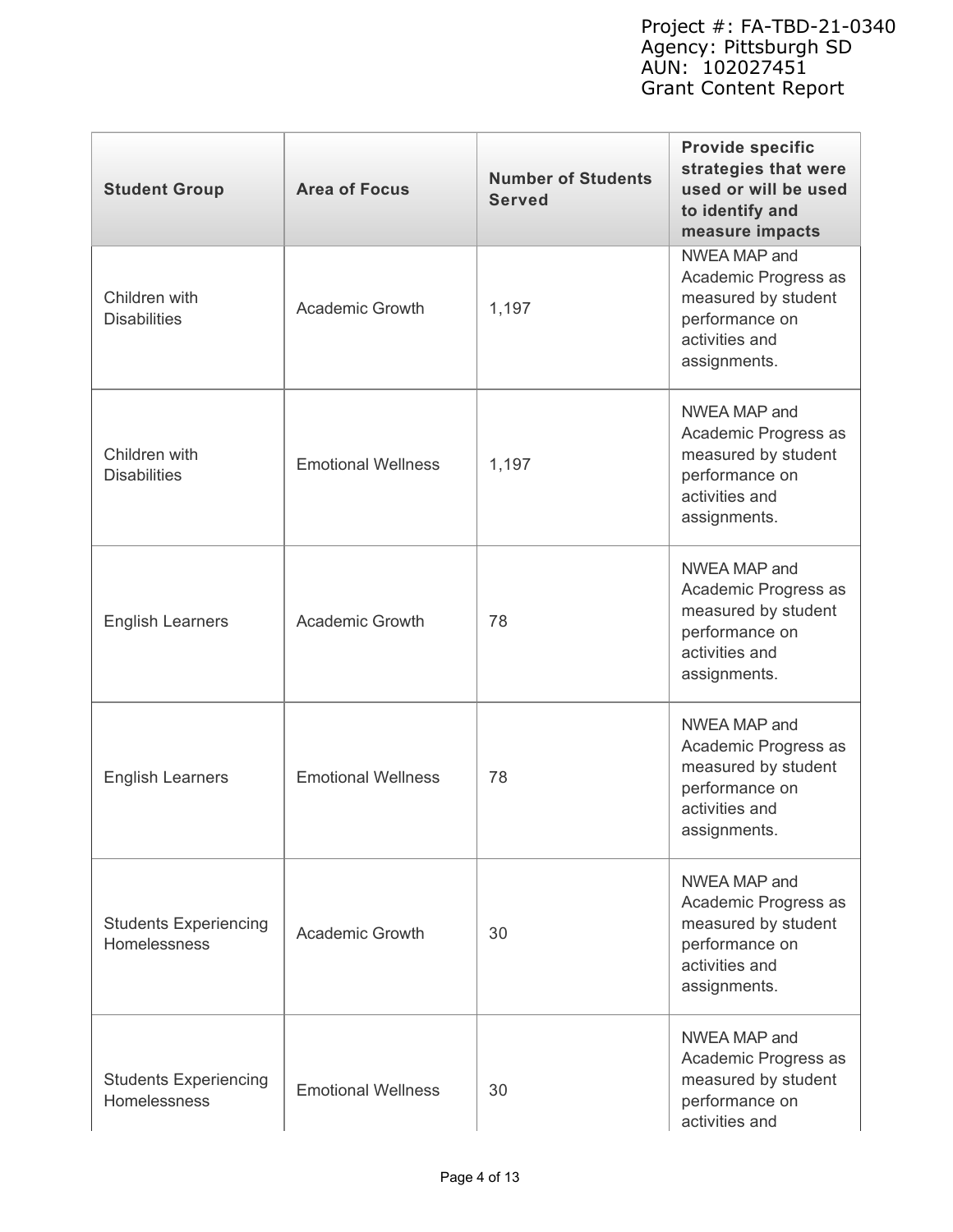| Student Group | Area of Focus | Number of Students Served | Provide specific strategies that were used or will be used to identify and measure impacts |
| --- | --- | --- | --- |
| Children with Disabilities | Academic Growth | 1,197 | NWEA MAP and Academic Progress as measured by student performance on activities and assignments. |
| Children with Disabilities | Emotional Wellness | 1,197 | NWEA MAP and Academic Progress as measured by student performance on activities and assignments. |
| English Learners | Academic Growth | 78 | NWEA MAP and Academic Progress as measured by student performance on activities and assignments. |
| English Learners | Emotional Wellness | 78 | NWEA MAP and Academic Progress as measured by student performance on activities and assignments. |
| Students Experiencing Homelessness | Academic Growth | 30 | NWEA MAP and Academic Progress as measured by student performance on activities and assignments. |
| Students Experiencing Homelessness | Emotional Wellness | 30 | NWEA MAP and Academic Progress as measured by student performance on activities and |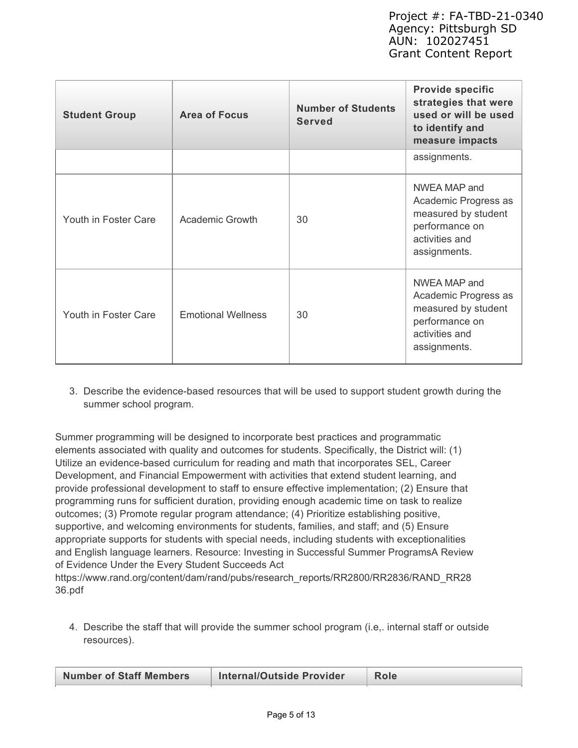| Student Group | Area of Focus | Number of Students Served | Provide specific strategies that were used or will be used to identify and measure impacts |
|---|---|---|---|
| | | | assignments. |
| Youth in Foster Care | Academic Growth | 30 | NWEA MAP and Academic Progress as measured by student performance on activities and assignments. |
| Youth in Foster Care | Emotional Wellness | 30 | NWEA MAP and Academic Progress as measured by student performance on activities and assignments. |

3. Describe the evidence-based resources that will be used to support student growth during the summer school program.

Summer programming will be designed to incorporate best practices and programmatic elements associated with quality and outcomes for students. Specifically, the District will: (1) Utilize an evidence-based curriculum for reading and math that incorporates SEL, Career Development, and Financial Empowerment with activities that extend student learning, and provide professional development to staff to ensure effective implementation; (2) Ensure that programming runs for sufficient duration, providing enough academic time on task to realize outcomes; (3) Promote regular program attendance; (4) Prioritize establishing positive, supportive, and welcoming environments for students, families, and staff; and (5) Ensure appropriate supports for students with special needs, including students with exceptionalities and English language learners. Resource: Investing in Successful Summer ProgramsA Review of Evidence Under the Every Student Succeeds Act https://www.rand.org/content/dam/rand/pubs/research_reports/RR2800/RR2836/RAND_RR2836.pdf

4. Describe the staff that will provide the summer school program (i.e,. internal staff or outside resources).

| Number of Staff Members | Internal/Outside Provider | Role |
|---|---|---|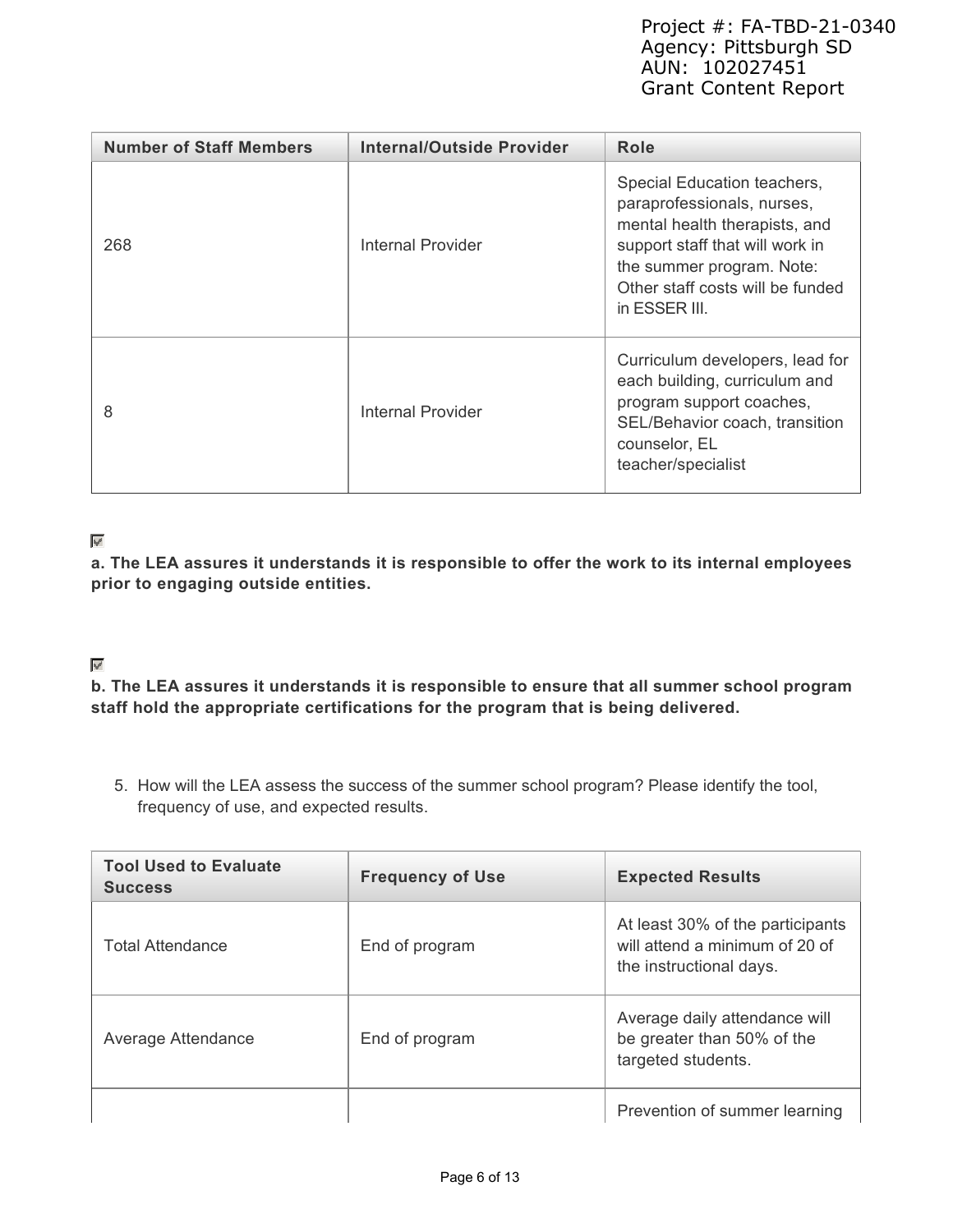| Number of Staff Members | Internal/Outside Provider | Role |
|---|---|---|
| 268 | Internal Provider | Special Education teachers, paraprofessionals, nurses, mental health therapists, and support staff that will work in the summer program. Note: Other staff costs will be funded in ESSER III. |
| 8 | Internal Provider | Curriculum developers, lead for each building, curriculum and program support coaches, SEL/Behavior coach, transition counselor, EL teacher/specialist |

☑

**a. The LEA assures it understands it is responsible to offer the work to its internal employees prior to engaging outside entities.**

☑

**b. The LEA assures it understands it is responsible to ensure that all summer school program staff hold the appropriate certifications for the program that is being delivered.**

5. How will the LEA assess the success of the summer school program? Please identify the tool, frequency of use, and expected results.

| Tool Used to Evaluate Success | Frequency of Use | Expected Results |
|---|---|---|
| Total Attendance | End of program | At least 30% of the participants will attend a minimum of 20 of the instructional days. |
| Average Attendance | End of program | Average daily attendance will be greater than 50% of the targeted students. |
| | | Prevention of summer learning |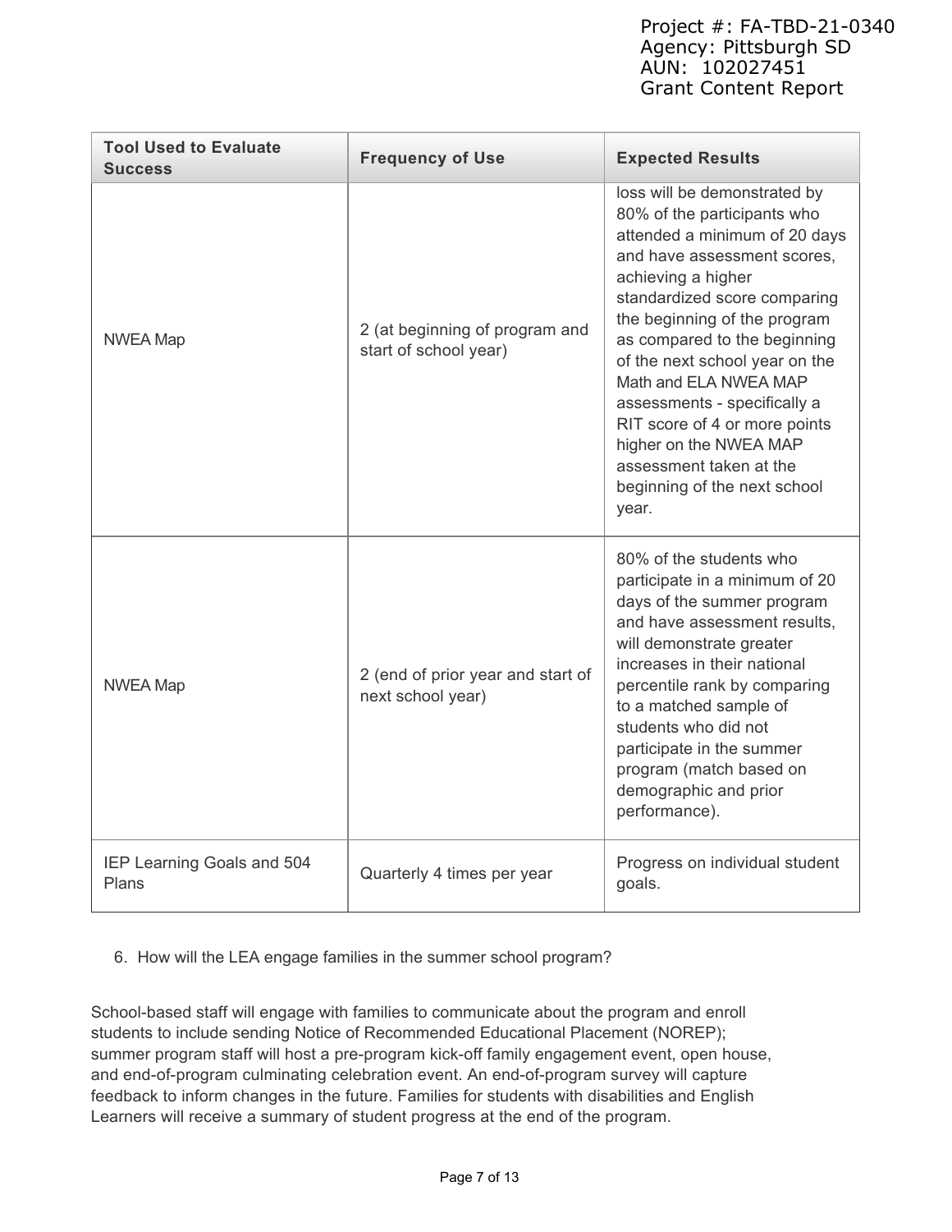| Tool Used to Evaluate Success | Frequency of Use | Expected Results |
|---|---|---|
| NWEA Map | 2 (at beginning of program and start of school year) | loss will be demonstrated by 80% of the participants who attended a minimum of 20 days and have assessment scores, achieving a higher standardized score comparing the beginning of the program as compared to the beginning of the next school year on the Math and ELA NWEA MAP assessments - specifically a RIT score of 4 or more points higher on the NWEA MAP assessment taken at the beginning of the next school year. |
| NWEA Map | 2 (end of prior year and start of next school year) | 80% of the students who participate in a minimum of 20 days of the summer program and have assessment results, will demonstrate greater increases in their national percentile rank by comparing to a matched sample of students who did not participate in the summer program (match based on demographic and prior performance). |
| IEP Learning Goals and 504 Plans | Quarterly 4 times per year | Progress on individual student goals. |

6. How will the LEA engage families in the summer school program?

School-based staff will engage with families to communicate about the program and enroll students to include sending Notice of Recommended Educational Placement (NOREP); summer program staff will host a pre-program kick-off family engagement event, open house, and end-of-program culminating celebration event. An end-of-program survey will capture feedback to inform changes in the future. Families for students with disabilities and English Learners will receive a summary of student progress at the end of the program.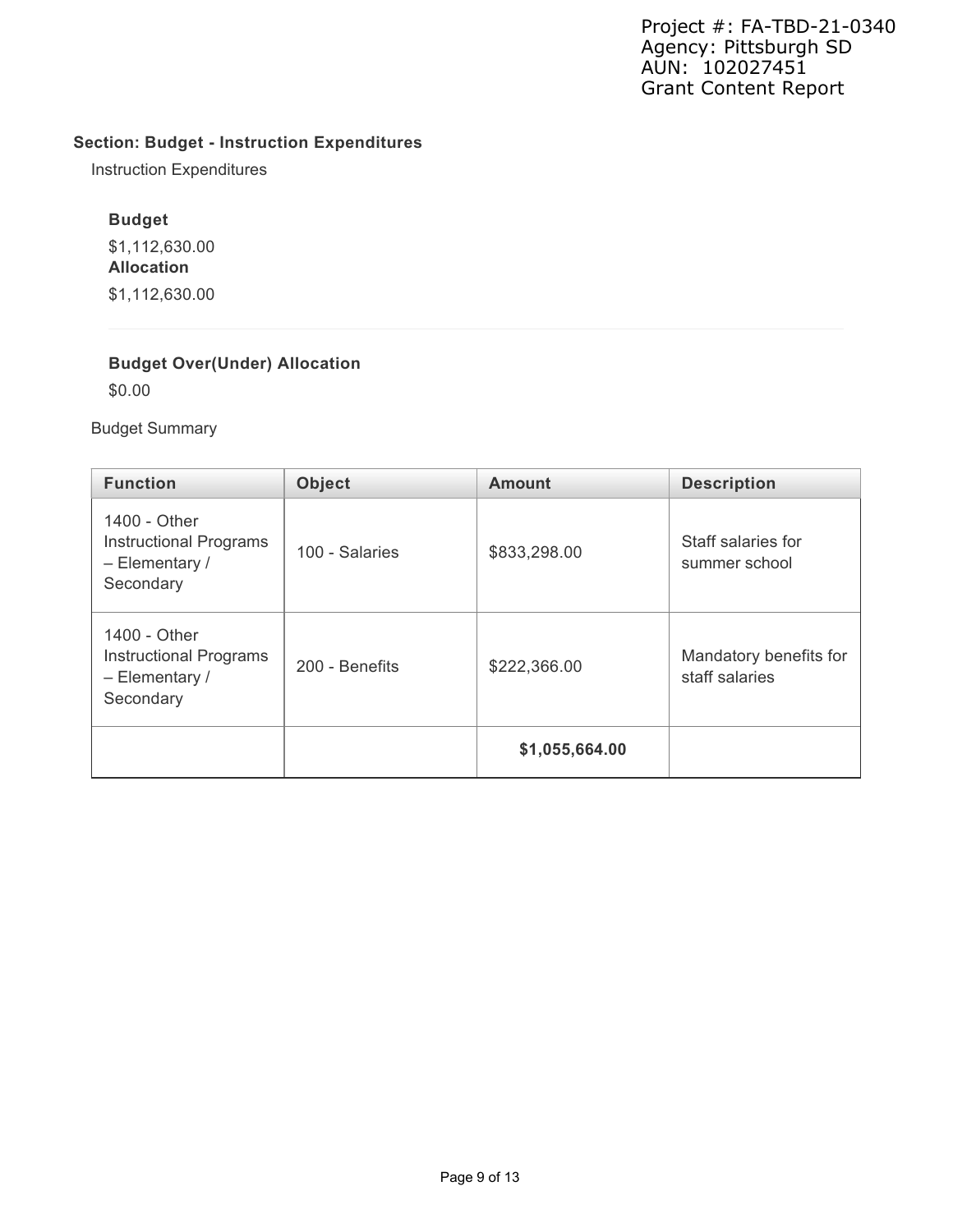**Section: Budget - Instruction Expenditures**

Instruction Expenditures

**Budget**

$1,112,630.00

**Allocation**

$1,112,630.00

**Budget Over(Under) Allocation**

$0.00

Budget Summary

| Function | Object | Amount | Description |
|---|---|---|---|
| 1400 - Other Instructional Programs – Elementary / Secondary | 100 - Salaries | $833,298.00 | Staff salaries for summer school |
| 1400 - Other Instructional Programs – Elementary / Secondary | 200 - Benefits | $222,366.00 | Mandatory benefits for staff salaries |
| | | **$1,055,664.00** | |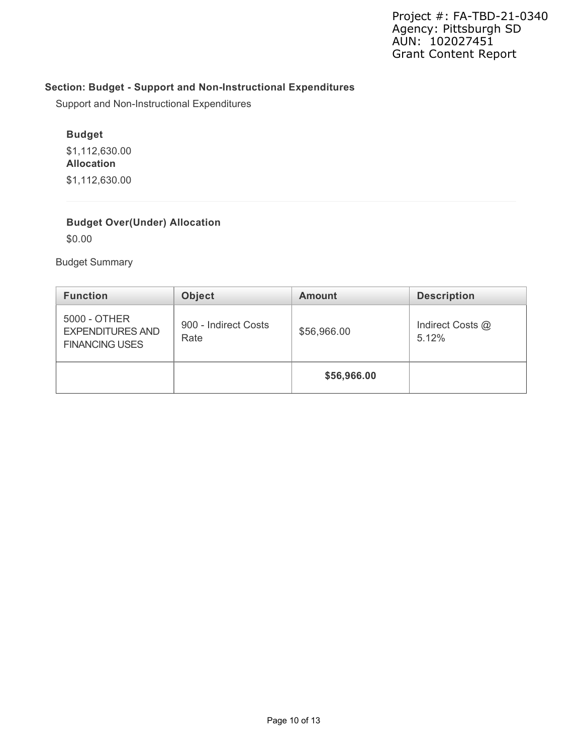## Section: Budget - Support and Non-Instructional Expenditures

Support and Non-Instructional Expenditures

**Budget**

$1,112,630.00

**Allocation**

$1,112,630.00

**Budget Over(Under) Allocation**

$0.00

Budget Summary

| Function | Object | Amount | Description |
|---|---|---|---|
| 5000 - OTHER EXPENDITURES AND FINANCING USES | 900 - Indirect Costs Rate | $56,966.00 | Indirect Costs @ 5.12% |
| | | **$56,966.00** | |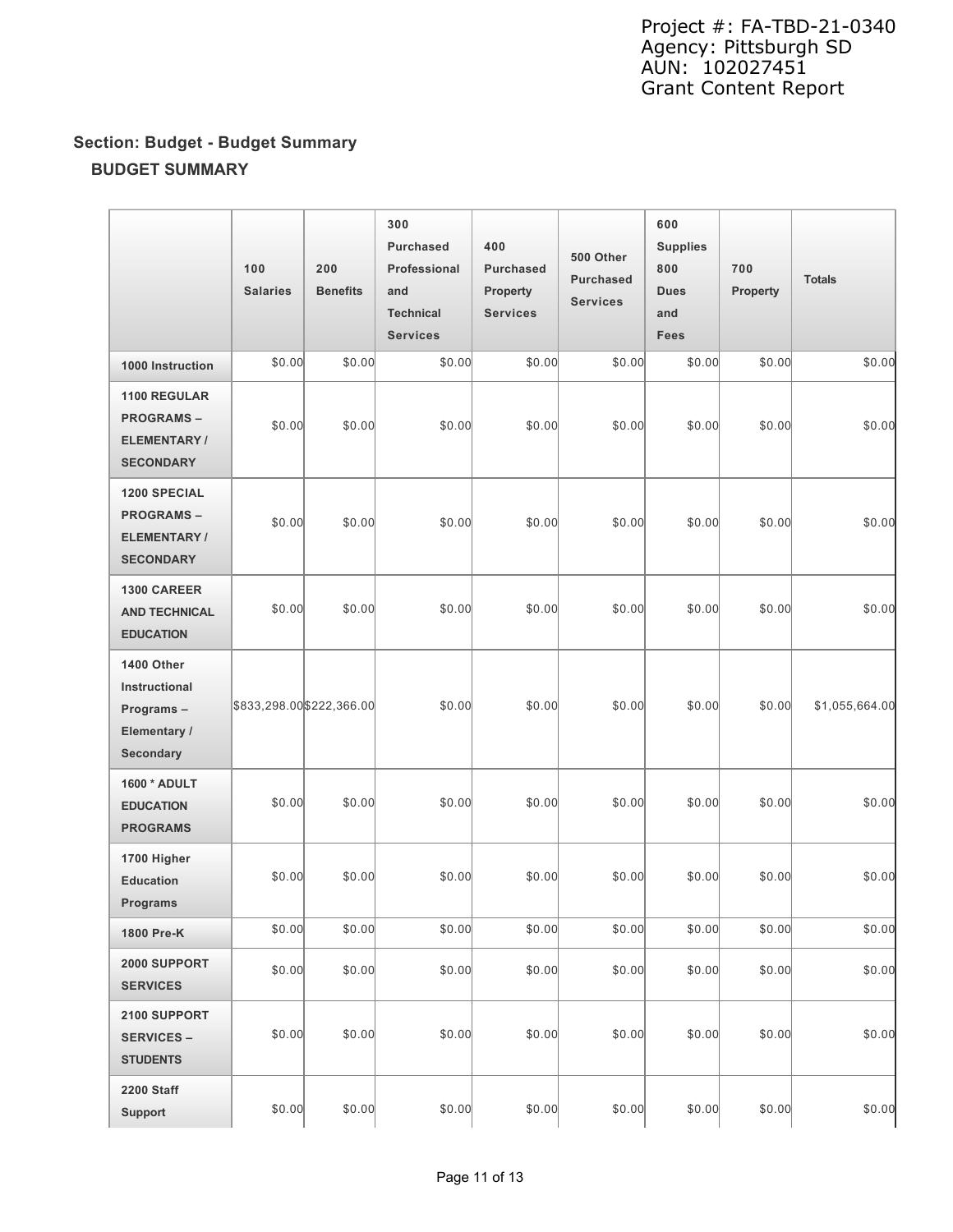Project #: FA-TBD-21-0340
Agency: Pittsburgh SD
AUN: 102027451
Grant Content Report

## Section: Budget - Budget Summary

### BUDGET SUMMARY

| | 100 Salaries | 200 Benefits | 300 Purchased Professional and Technical Services | 400 Purchased Property Services | 500 Other Purchased Services | 600 Supplies 800 Dues and Fees | 700 Property | Totals |
|---|---|---|---|---|---|---|---|---|
| **1000 Instruction** | $0.00 | $0.00 | $0.00 | $0.00 | $0.00 | $0.00 | $0.00 | $0.00 |
| **1100 REGULAR PROGRAMS – ELEMENTARY / SECONDARY** | $0.00 | $0.00 | $0.00 | $0.00 | $0.00 | $0.00 | $0.00 | $0.00 |
| **1200 SPECIAL PROGRAMS – ELEMENTARY / SECONDARY** | $0.00 | $0.00 | $0.00 | $0.00 | $0.00 | $0.00 | $0.00 | $0.00 |
| **1300 CAREER AND TECHNICAL EDUCATION** | $0.00 | $0.00 | $0.00 | $0.00 | $0.00 | $0.00 | $0.00 | $0.00 |
| **1400 Other Instructional Programs – Elementary / Secondary** | $833,298.00 | $222,366.00 | $0.00 | $0.00 | $0.00 | $0.00 | $0.00 | $1,055,664.00 |
| **1600 * ADULT EDUCATION PROGRAMS** | $0.00 | $0.00 | $0.00 | $0.00 | $0.00 | $0.00 | $0.00 | $0.00 |
| **1700 Higher Education Programs** | $0.00 | $0.00 | $0.00 | $0.00 | $0.00 | $0.00 | $0.00 | $0.00 |
| **1800 Pre-K** | $0.00 | $0.00 | $0.00 | $0.00 | $0.00 | $0.00 | $0.00 | $0.00 |
| **2000 SUPPORT SERVICES** | $0.00 | $0.00 | $0.00 | $0.00 | $0.00 | $0.00 | $0.00 | $0.00 |
| **2100 SUPPORT SERVICES – STUDENTS** | $0.00 | $0.00 | $0.00 | $0.00 | $0.00 | $0.00 | $0.00 | $0.00 |
| **2200 Staff Support** | $0.00 | $0.00 | $0.00 | $0.00 | $0.00 | $0.00 | $0.00 | $0.00 |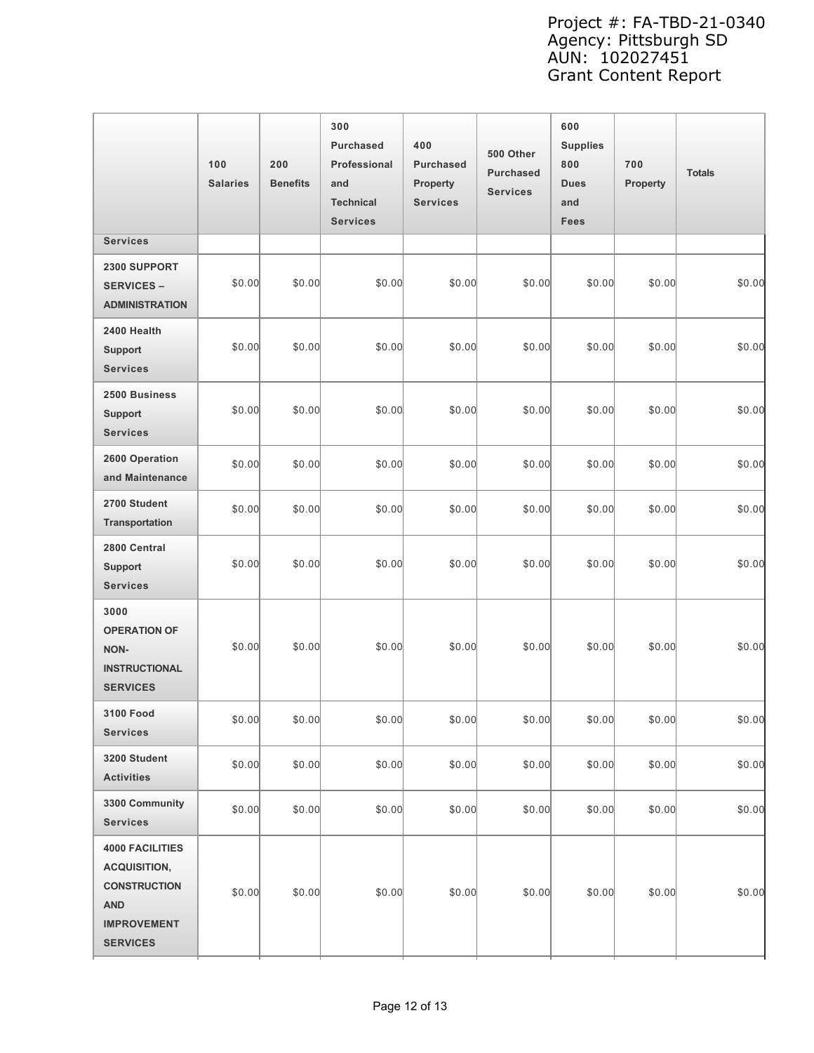| | 100 Salaries | 200 Benefits | 300 Purchased Professional and Technical Services | 400 Purchased Property Services | 500 Other Purchased Services | 600 Supplies 800 Dues and Fees | 700 Property | Totals |
|---|---|---|---|---|---|---|---|---|
| Services | | | | | | | | |
| 2300 SUPPORT SERVICES – ADMINISTRATION | $0.00 | $0.00 | $0.00 | $0.00 | $0.00 | $0.00 | $0.00 | $0.00 |
| 2400 Health Support Services | $0.00 | $0.00 | $0.00 | $0.00 | $0.00 | $0.00 | $0.00 | $0.00 |
| 2500 Business Support Services | $0.00 | $0.00 | $0.00 | $0.00 | $0.00 | $0.00 | $0.00 | $0.00 |
| 2600 Operation and Maintenance | $0.00 | $0.00 | $0.00 | $0.00 | $0.00 | $0.00 | $0.00 | $0.00 |
| 2700 Student Transportation | $0.00 | $0.00 | $0.00 | $0.00 | $0.00 | $0.00 | $0.00 | $0.00 |
| 2800 Central Support Services | $0.00 | $0.00 | $0.00 | $0.00 | $0.00 | $0.00 | $0.00 | $0.00 |
| 3000 OPERATION OF NON-INSTRUCTIONAL SERVICES | $0.00 | $0.00 | $0.00 | $0.00 | $0.00 | $0.00 | $0.00 | $0.00 |
| 3100 Food Services | $0.00 | $0.00 | $0.00 | $0.00 | $0.00 | $0.00 | $0.00 | $0.00 |
| 3200 Student Activities | $0.00 | $0.00 | $0.00 | $0.00 | $0.00 | $0.00 | $0.00 | $0.00 |
| 3300 Community Services | $0.00 | $0.00 | $0.00 | $0.00 | $0.00 | $0.00 | $0.00 | $0.00 |
| 4000 FACILITIES ACQUISITION, CONSTRUCTION AND IMPROVEMENT SERVICES | $0.00 | $0.00 | $0.00 | $0.00 | $0.00 | $0.00 | $0.00 | $0.00 |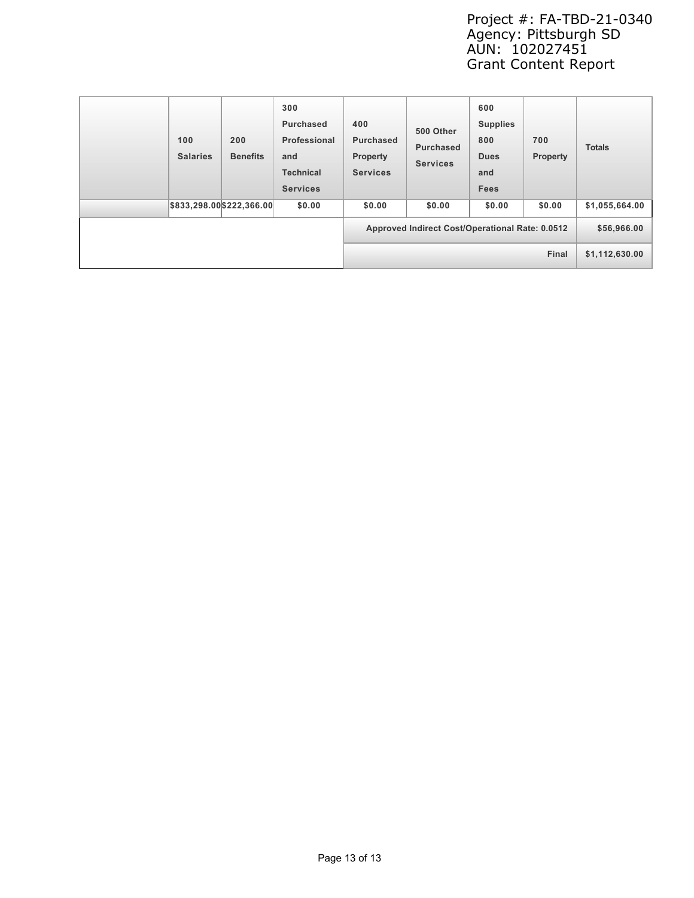Project #: FA-TBD-21-0340
Agency: Pittsburgh SD
AUN: 102027451
Grant Content Report

| | 100 Salaries | 200 Benefits | 300 Purchased Professional and Technical Services | 400 Purchased Property Services | 500 Other Purchased Services | 600 Supplies 800 Dues and Fees | 700 Property | Totals |
|---|---|---|---|---|---|---|---|---|
| | $833,298.00 | $222,366.00 | $0.00 | $0.00 | $0.00 | $0.00 | $0.00 | $1,055,664.00 |
| | | | | Approved Indirect Cost/Operational Rate: 0.0512 | | | | $56,966.00 |
| | | | | | | | Final | $1,112,630.00 |